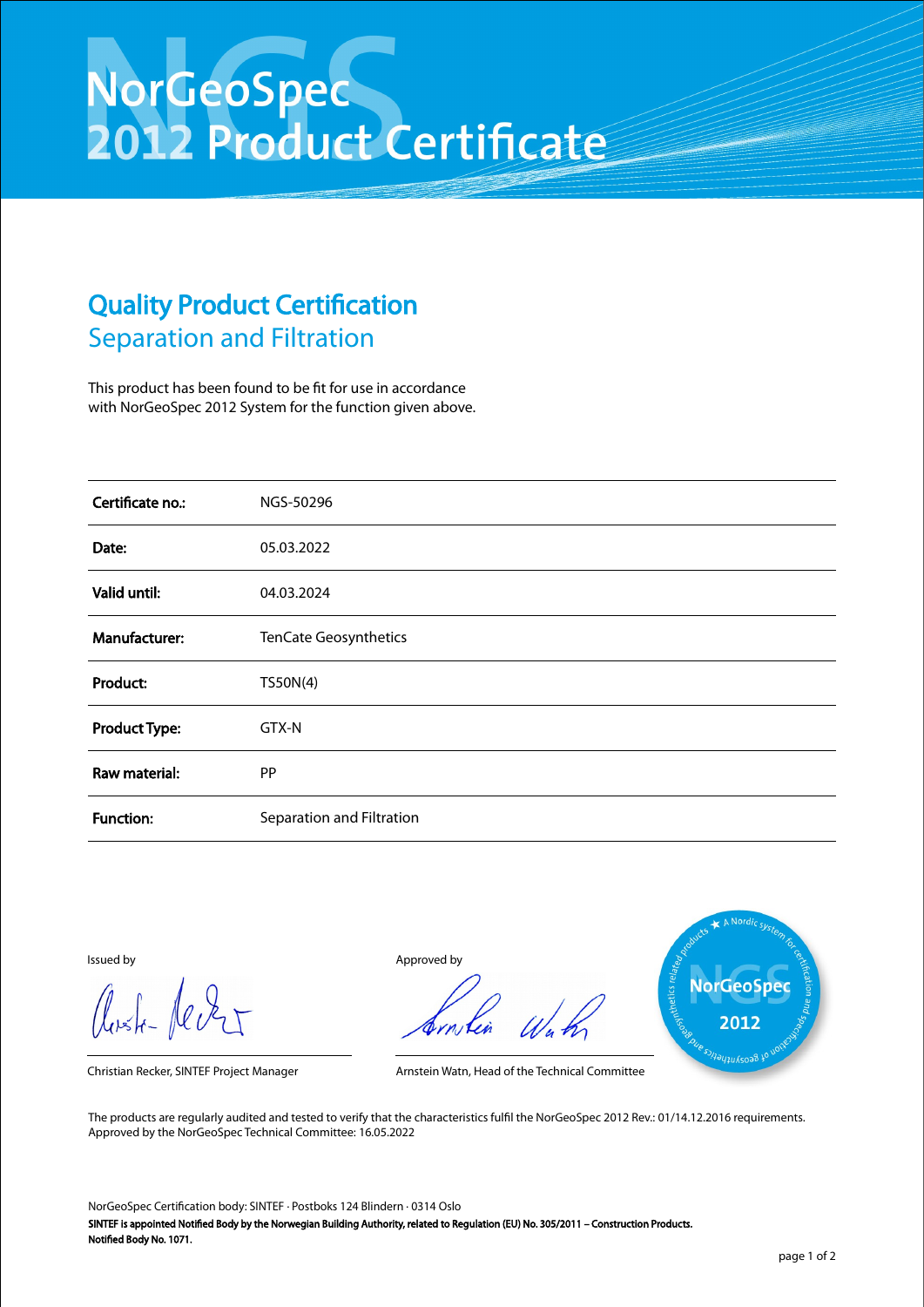# NorGeoSpec 2012 Product Certificate

## Quality Product Certification
### Separation and Filtration

This product has been found to be fit for use in accordance with NorGeoSpec 2012 System for the function given above.

| | |
|---|---|
| **Certificate no.:** | NGS-50296 |
| **Date:** | 05.03.2022 |
| **Valid until:** | 04.03.2024 |
| **Manufacturer:** | TenCate Geosynthetics |
| **Product:** | TS50N(4) |
| **Product Type:** | GTX-N |
| **Raw material:** | PP |
| **Function:** | Separation and Filtration |

Issued by

Christian Recker, SINTEF Project Manager

Approved by

Arnstein Watn, Head of the Technical Committee

The products are regularly audited and tested to verify that the characteristics fulfil the NorGeoSpec 2012 Rev.: 01/14.12.2016 requirements.
Approved by the NorGeoSpec Technical Committee: 16.05.2022

NorGeoSpec Certification body: SINTEF · Postboks 124 Blindern · 0314 Oslo
**SINTEF is appointed Notified Body by the Norwegian Building Authority, related to Regulation (EU) No. 305/2011 – Construction Products. Notified Body No. 1071.**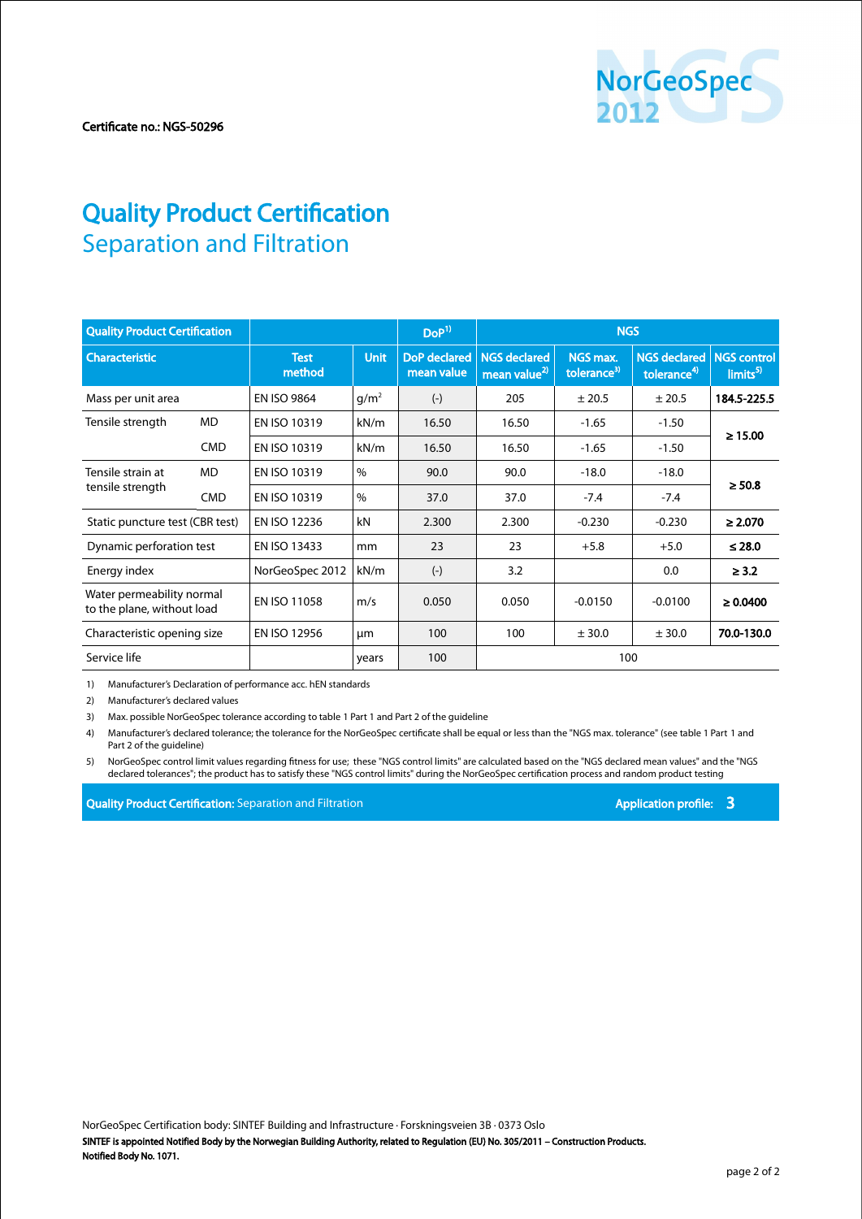Certificate no.: NGS-50296

NorGeoSpec 2012

# Quality Product Certification
## Separation and Filtration

| Quality Product Certification | | | | DoP[1] | NGS | | | |
|---|---|---|---|---|---|---|---|---|
| Characteristic | | Test method | Unit | DoP declared mean value | NGS declared mean value[2] | NGS max. tolerance[3] | NGS declared tolerance[4] | NGS control limits[5] |
| Mass per unit area | | EN ISO 9864 | g/m² | (-) | 205 | ± 20.5 | ± 20.5 | **184.5-225.5** |
| Tensile strength | MD | EN ISO 10319 | kN/m | 16.50 | 16.50 | -1.65 | -1.50 | **≥ 15.00** |
| | CMD | EN ISO 10319 | kN/m | 16.50 | 16.50 | -1.65 | -1.50 | |
| Tensile strain at tensile strength | MD | EN ISO 10319 | % | 90.0 | 90.0 | -18.0 | -18.0 | **≥ 50.8** |
| | CMD | EN ISO 10319 | % | 37.0 | 37.0 | -7.4 | -7.4 | |
| Static puncture test (CBR test) | | EN ISO 12236 | kN | 2.300 | 2.300 | -0.230 | -0.230 | **≥ 2.070** |
| Dynamic perforation test | | EN ISO 13433 | mm | 23 | 23 | +5.8 | +5.0 | **≤ 28.0** |
| Energy index | | NorGeoSpec 2012 | kN/m | (-) | 3.2 | | 0.0 | **≥ 3.2** |
| Water permeability normal to the plane, without load | | EN ISO 11058 | m/s | 0.050 | 0.050 | -0.0150 | -0.0100 | **≥ 0.0400** |
| Characteristic opening size | | EN ISO 12956 | µm | 100 | 100 | ± 30.0 | ± 30.0 | **70.0-130.0** |
| Service life | | | years | 100 | 100 | | | |

1) Manufacturer's Declaration of performance acc. hEN standards

2) Manufacturer's declared values

3) Max. possible NorGeoSpec tolerance according to table 1 Part 1 and Part 2 of the guideline

4) Manufacturer's declared tolerance; the tolerance for the NorGeoSpec certificate shall be equal or less than the "NGS max. tolerance" (see table 1 Part 1 and Part 2 of the guideline)

5) NorGeoSpec control limit values regarding fitness for use; these "NGS control limits" are calculated based on the "NGS declared mean values" and the "NGS declared tolerances"; the product has to satisfy these "NGS control limits" during the NorGeoSpec certification process and random product testing

**Quality Product Certification:** Separation and Filtration **Application profile: 3**

NorGeoSpec Certification body: SINTEF Building and Infrastructure · Forskningsveien 3B · 0373 Oslo

**SINTEF is appointed Notified Body by the Norwegian Building Authority, related to Regulation (EU) No. 305/2011 – Construction Products. Notified Body No. 1071.**